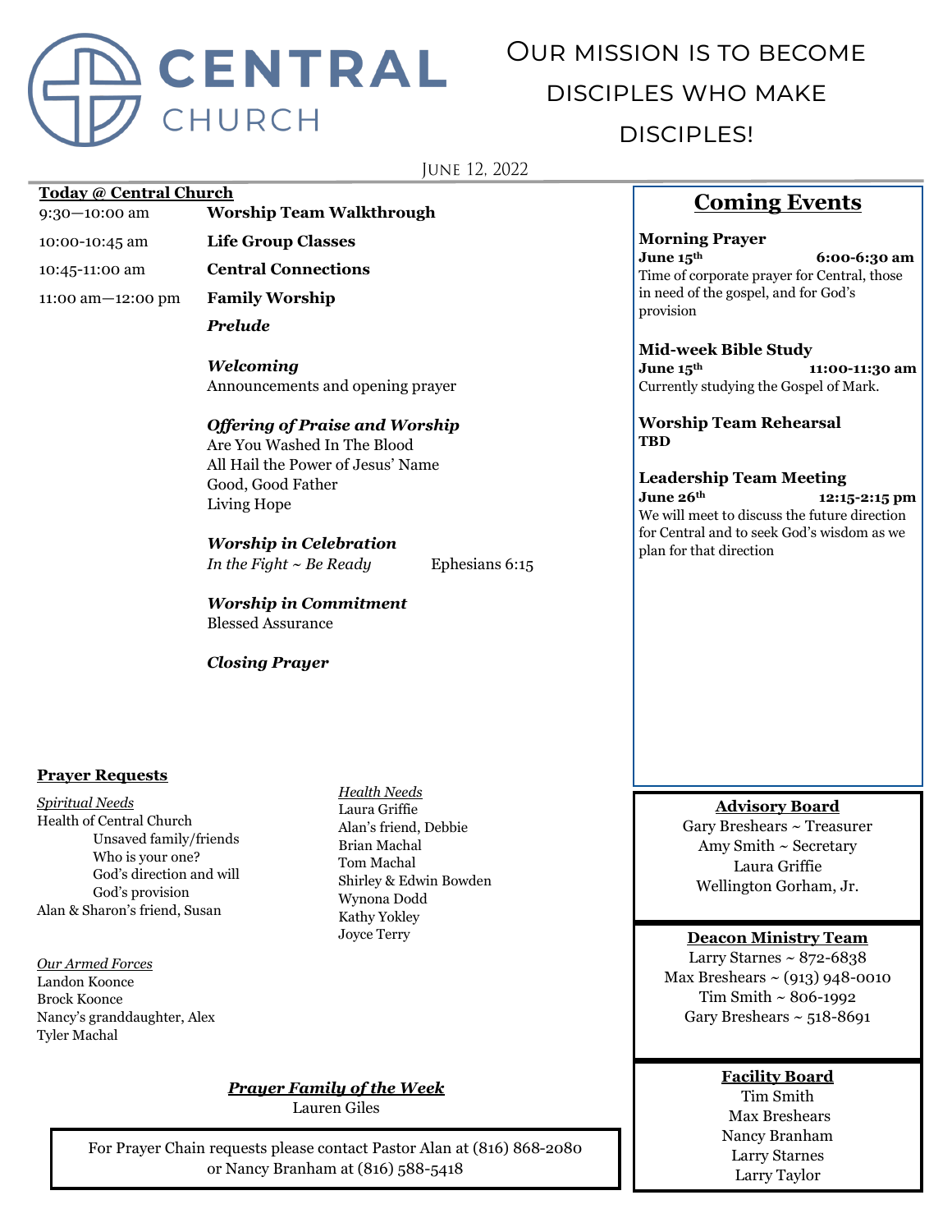# CENTRAL CHURCH

Our mission is to become disciples who make disciples!

June 12, 2022

## Today @ Central Church

| | |
|---|---|
| 9:30—10:00 am | **Worship Team Walkthrough** |
| 10:00-10:45 am | **Life Group Classes** |
| 10:45-11:00 am | **Central Connections** |
| 11:00 am—12:00 pm | **Family Worship** |

***Prelude***

***Welcoming***
Announcements and opening prayer

***Offering of Praise and Worship***
Are You Washed In The Blood
All Hail the Power of Jesus' Name
Good, Good Father
Living Hope

***Worship in Celebration***
*In the Fight ~ Be Ready* Ephesians 6:15

***Worship in Commitment***
Blessed Assurance

***Closing Prayer***

## Prayer Requests

*Spiritual Needs*
Health of Central Church
- Unsaved family/friends
- Who is your one?
- God's direction and will
- God's provision

Alan & Sharon's friend, Susan

*Our Armed Forces*
Landon Koonce
Brock Koonce
Nancy's granddaughter, Alex
Tyler Machal

*Health Needs*
Laura Griffie
Alan's friend, Debbie
Brian Machal
Tom Machal
Shirley & Edwin Bowden
Wynona Dodd
Kathy Yokley
Joyce Terry

***Prayer Family of the Week***
Lauren Giles

For Prayer Chain requests please contact Pastor Alan at (816) 868-2080 or Nancy Branham at (816) 588-5418

## Coming Events

**Morning Prayer**
**June 15th** **6:00-6:30 am**
Time of corporate prayer for Central, those in need of the gospel, and for God's provision

**Mid-week Bible Study**
**June 15th** **11:00-11:30 am**
Currently studying the Gospel of Mark.

**Worship Team Rehearsal**
**TBD**

**Leadership Team Meeting**
**June 26th** **12:15-2:15 pm**
We will meet to discuss the future direction for Central and to seek God's wisdom as we plan for that direction

## Advisory Board
Gary Breshears ~ Treasurer
Amy Smith ~ Secretary
Laura Griffie
Wellington Gorham, Jr.

## Deacon Ministry Team
Larry Starnes ~ 872-6838
Max Breshears ~ (913) 948-0010
Tim Smith ~ 806-1992
Gary Breshears ~ 518-8691

## Facility Board
Tim Smith
Max Breshears
Nancy Branham
Larry Starnes
Larry Taylor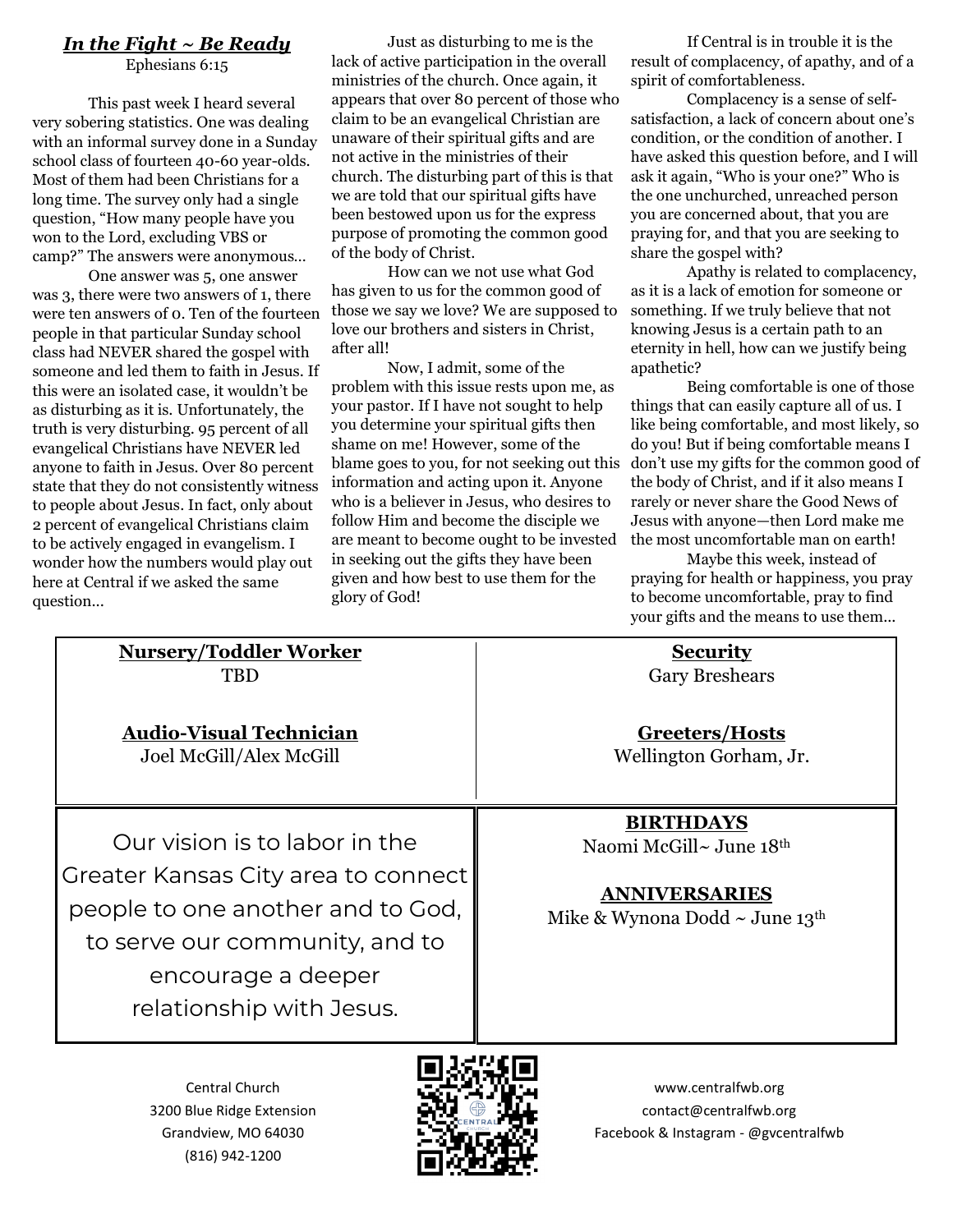## *In the Fight ~ Be Ready*

Ephesians 6:15

This past week I heard several very sobering statistics. One was dealing with an informal survey done in a Sunday school class of fourteen 40-60 year-olds. Most of them had been Christians for a long time. The survey only had a single question, "How many people have you won to the Lord, excluding VBS or camp?" The answers were anonymous…

One answer was 5, one answer was 3, there were two answers of 1, there were ten answers of 0. Ten of the fourteen people in that particular Sunday school class had NEVER shared the gospel with someone and led them to faith in Jesus. If this were an isolated case, it wouldn't be as disturbing as it is. Unfortunately, the truth is very disturbing. 95 percent of all evangelical Christians have NEVER led anyone to faith in Jesus. Over 80 percent state that they do not consistently witness to people about Jesus. In fact, only about 2 percent of evangelical Christians claim to be actively engaged in evangelism. I wonder how the numbers would play out here at Central if we asked the same question…

Just as disturbing to me is the lack of active participation in the overall ministries of the church. Once again, it appears that over 80 percent of those who claim to be an evangelical Christian are unaware of their spiritual gifts and are not active in the ministries of their church. The disturbing part of this is that we are told that our spiritual gifts have been bestowed upon us for the express purpose of promoting the common good of the body of Christ.

How can we not use what God has given to us for the common good of those we say we love? We are supposed to love our brothers and sisters in Christ, after all!

Now, I admit, some of the problem with this issue rests upon me, as your pastor. If I have not sought to help you determine your spiritual gifts then shame on me! However, some of the blame goes to you, for not seeking out this information and acting upon it. Anyone who is a believer in Jesus, who desires to follow Him and become the disciple we are meant to become ought to be invested in seeking out the gifts they have been given and how best to use them for the glory of God!

If Central is in trouble it is the result of complacency, of apathy, and of a spirit of comfortableness.

Complacency is a sense of self-satisfaction, a lack of concern about one's condition, or the condition of another. I have asked this question before, and I will ask it again, "Who is your one?" Who is the one unchurched, unreached person you are concerned about, that you are praying for, and that you are seeking to share the gospel with?

Apathy is related to complacency, as it is a lack of emotion for someone or something. If we truly believe that not knowing Jesus is a certain path to an eternity in hell, how can we justify being apathetic?

Being comfortable is one of those things that can easily capture all of us. I like being comfortable, and most likely, so do you! But if being comfortable means I don't use my gifts for the common good of the body of Christ, and if it also means I rarely or never share the Good News of Jesus with anyone—then Lord make me the most uncomfortable man on earth!

Maybe this week, instead of praying for health or happiness, you pray to become uncomfortable, pray to find your gifts and the means to use them…

| | |
|---|---|
| **Nursery/Toddler Worker**<br>TBD | **Security**<br>Gary Breshears |
| **Audio-Visual Technician**<br>Joel McGill/Alex McGill | **Greeters/Hosts**<br>Wellington Gorham, Jr. |

Our vision is to labor in the Greater Kansas City area to connect people to one another and to God, to serve our community, and to encourage a deeper relationship with Jesus.

**BIRTHDAYS**

Naomi McGill~ June 18th

**ANNIVERSARIES**

Mike & Wynona Dodd ~ June 13th

Central Church
3200 Blue Ridge Extension
Grandview, MO 64030
(816) 942-1200

www.centralfwb.org
contact@centralfwb.org
Facebook & Instagram - @gvcentralfwb